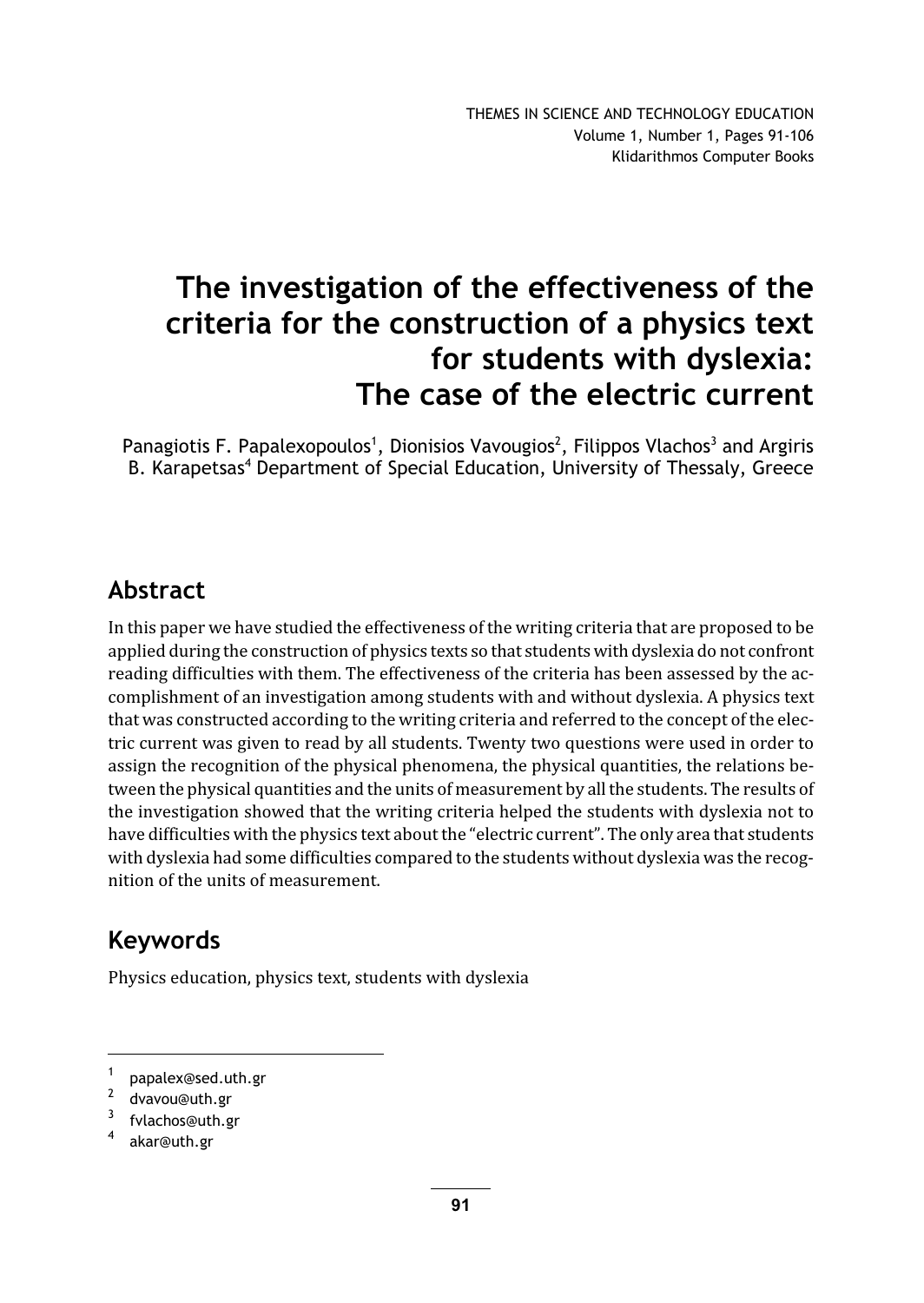# The investigation of the effectiveness of the criteria for the construction of a physics text for students with dyslexia: The case of the electric current

Panagiotis F. Papalexopoulos[1], Dionisios Vavougios[2], Filippos Vlachos[3] and Argiris B. Karapetsas[4] Department of Special Education, University of Thessaly, Greece

## Abstract

In this paper we have studied the effectiveness of the writing criteria that are proposed to be applied during the construction of physics texts so that students with dyslexia do not confront reading difficulties with them. The effectiveness of the criteria has been assessed by the accomplishment of an investigation among students with and without dyslexia. A physics text that was constructed according to the writing criteria and referred to the concept of the electric current was given to read by all students. Twenty two questions were used in order to assign the recognition of the physical phenomena, the physical quantities, the relations between the physical quantities and the units of measurement by all the students. The results of the investigation showed that the writing criteria helped the students with dyslexia not to have difficulties with the physics text about the "electric current". The only area that students with dyslexia had some difficulties compared to the students without dyslexia was the recognition of the units of measurement.

## Keywords

Physics education, physics text, students with dyslexia

---

[1] papalex@sed.uth.gr

[2] dvavou@uth.gr

[3] fvlachos@uth.gr

[4] akar@uth.gr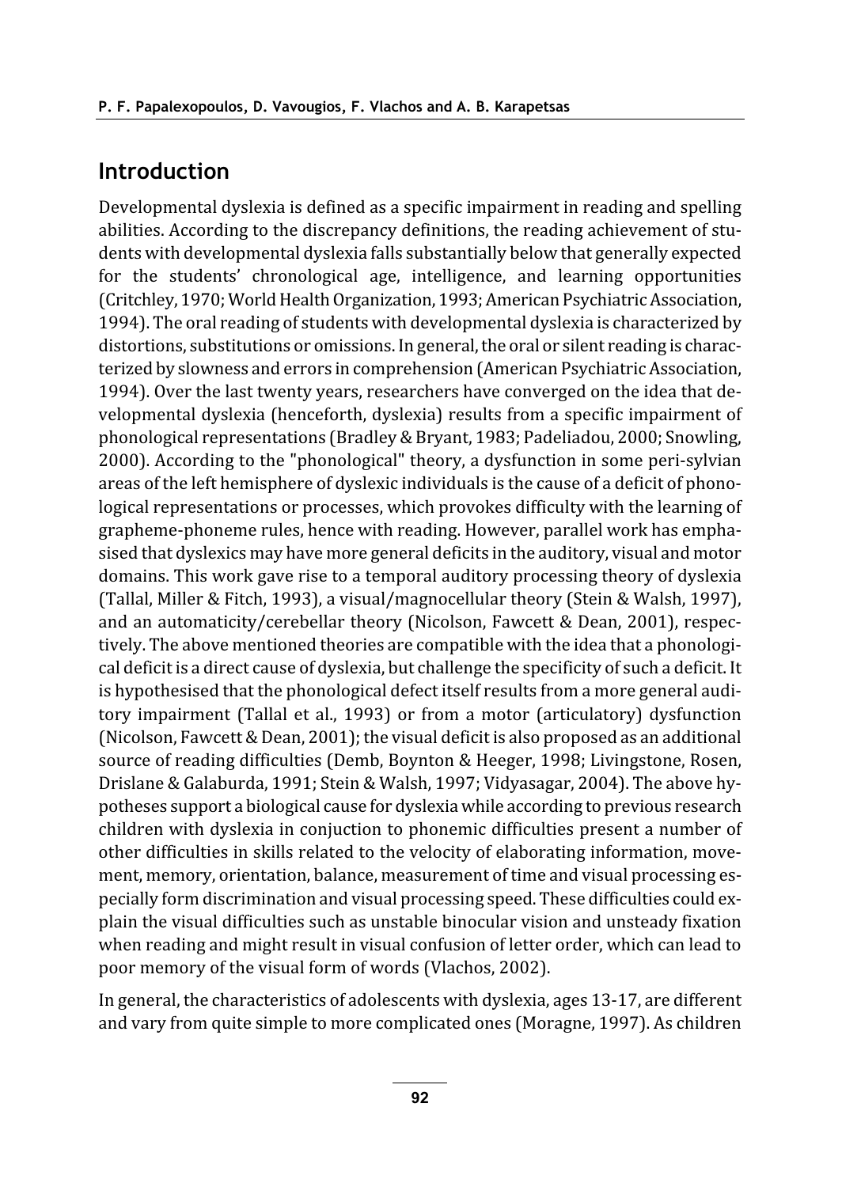## Introduction

Developmental dyslexia is defined as a specific impairment in reading and spelling abilities. According to the discrepancy definitions, the reading achievement of students with developmental dyslexia falls substantially below that generally expected for the students' chronological age, intelligence, and learning opportunities (Critchley, 1970; World Health Organization, 1993; American Psychiatric Association, 1994). The oral reading of students with developmental dyslexia is characterized by distortions, substitutions or omissions. In general, the oral or silent reading is characterized by slowness and errors in comprehension (American Psychiatric Association, 1994). Over the last twenty years, researchers have converged on the idea that developmental dyslexia (henceforth, dyslexia) results from a specific impairment of phonological representations (Bradley & Bryant, 1983; Padeliadou, 2000; Snowling, 2000). According to the "phonological" theory, a dysfunction in some peri-sylvian areas of the left hemisphere of dyslexic individuals is the cause of a deficit of phonological representations or processes, which provokes difficulty with the learning of grapheme-phoneme rules, hence with reading. However, parallel work has emphasised that dyslexics may have more general deficits in the auditory, visual and motor domains. This work gave rise to a temporal auditory processing theory of dyslexia (Tallal, Miller & Fitch, 1993), a visual/magnocellular theory (Stein & Walsh, 1997), and an automaticity/cerebellar theory (Nicolson, Fawcett & Dean, 2001), respectively. The above mentioned theories are compatible with the idea that a phonological deficit is a direct cause of dyslexia, but challenge the specificity of such a deficit. It is hypothesised that the phonological defect itself results from a more general auditory impairment (Tallal et al., 1993) or from a motor (articulatory) dysfunction (Nicolson, Fawcett & Dean, 2001); the visual deficit is also proposed as an additional source of reading difficulties (Demb, Boynton & Heeger, 1998; Livingstone, Rosen, Drislane & Galaburda, 1991; Stein & Walsh, 1997; Vidyasagar, 2004). The above hypotheses support a biological cause for dyslexia while according to previous research children with dyslexia in conjuction to phonemic difficulties present a number of other difficulties in skills related to the velocity of elaborating information, movement, memory, orientation, balance, measurement of time and visual processing especially form discrimination and visual processing speed. These difficulties could explain the visual difficulties such as unstable binocular vision and unsteady fixation when reading and might result in visual confusion of letter order, which can lead to poor memory of the visual form of words (Vlachos, 2002).

In general, the characteristics of adolescents with dyslexia, ages 13-17, are different and vary from quite simple to more complicated ones (Moragne, 1997). As children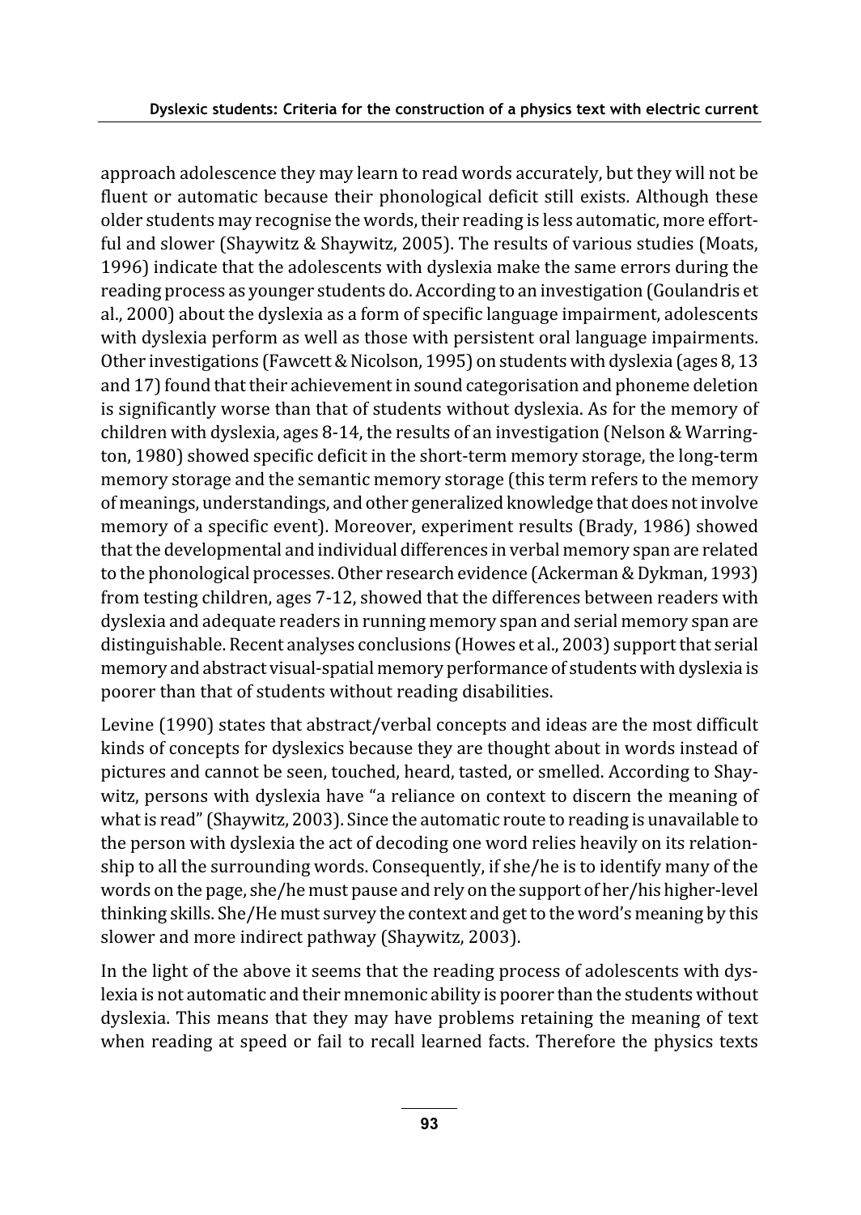approach adolescence they may learn to read words accurately, but they will not be fluent or automatic because their phonological deficit still exists. Although these older students may recognise the words, their reading is less automatic, more effortful and slower (Shaywitz & Shaywitz, 2005). The results of various studies (Moats, 1996) indicate that the adolescents with dyslexia make the same errors during the reading process as younger students do. According to an investigation (Goulandris et al., 2000) about the dyslexia as a form of specific language impairment, adolescents with dyslexia perform as well as those with persistent oral language impairments. Other investigations (Fawcett & Nicolson, 1995) on students with dyslexia (ages 8, 13 and 17) found that their achievement in sound categorisation and phoneme deletion is significantly worse than that of students without dyslexia. As for the memory of children with dyslexia, ages 8-14, the results of an investigation (Nelson & Warrington, 1980) showed specific deficit in the short-term memory storage, the long-term memory storage and the semantic memory storage (this term refers to the memory of meanings, understandings, and other generalized knowledge that does not involve memory of a specific event). Moreover, experiment results (Brady, 1986) showed that the developmental and individual differences in verbal memory span are related to the phonological processes. Other research evidence (Ackerman & Dykman, 1993) from testing children, ages 7-12, showed that the differences between readers with dyslexia and adequate readers in running memory span and serial memory span are distinguishable. Recent analyses conclusions (Howes et al., 2003) support that serial memory and abstract visual-spatial memory performance of students with dyslexia is poorer than that of students without reading disabilities.

Levine (1990) states that abstract/verbal concepts and ideas are the most difficult kinds of concepts for dyslexics because they are thought about in words instead of pictures and cannot be seen, touched, heard, tasted, or smelled. According to Shaywitz, persons with dyslexia have "a reliance on context to discern the meaning of what is read" (Shaywitz, 2003). Since the automatic route to reading is unavailable to the person with dyslexia the act of decoding one word relies heavily on its relationship to all the surrounding words. Consequently, if she/he is to identify many of the words on the page, she/he must pause and rely on the support of her/his higher-level thinking skills. She/He must survey the context and get to the word's meaning by this slower and more indirect pathway (Shaywitz, 2003).

In the light of the above it seems that the reading process of adolescents with dyslexia is not automatic and their mnemonic ability is poorer than the students without dyslexia. This means that they may have problems retaining the meaning of text when reading at speed or fail to recall learned facts. Therefore the physics texts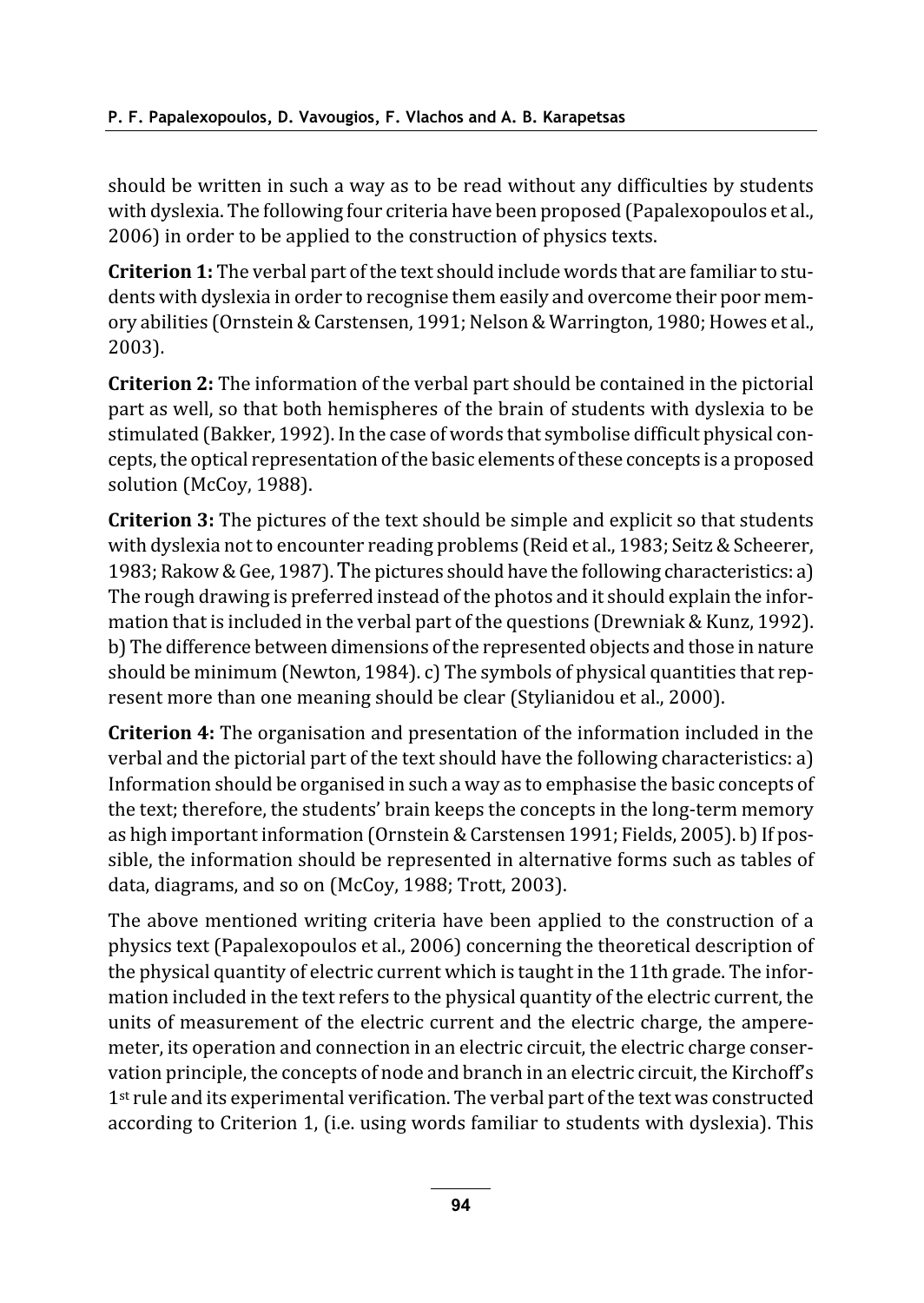should be written in such a way as to be read without any difficulties by students with dyslexia. The following four criteria have been proposed (Papalexopoulos et al., 2006) in order to be applied to the construction of physics texts.

**Criterion 1:** The verbal part of the text should include words that are familiar to students with dyslexia in order to recognise them easily and overcome their poor memory abilities (Ornstein & Carstensen, 1991; Nelson & Warrington, 1980; Howes et al., 2003).

**Criterion 2:** The information of the verbal part should be contained in the pictorial part as well, so that both hemispheres of the brain of students with dyslexia to be stimulated (Bakker, 1992). In the case of words that symbolise difficult physical concepts, the optical representation of the basic elements of these concepts is a proposed solution (McCoy, 1988).

**Criterion 3:** The pictures of the text should be simple and explicit so that students with dyslexia not to encounter reading problems (Reid et al., 1983; Seitz & Scheerer, 1983; Rakow & Gee, 1987). The pictures should have the following characteristics: a) The rough drawing is preferred instead of the photos and it should explain the information that is included in the verbal part of the questions (Drewniak & Kunz, 1992). b) The difference between dimensions of the represented objects and those in nature should be minimum (Newton, 1984). c) The symbols of physical quantities that represent more than one meaning should be clear (Stylianidou et al., 2000).

**Criterion 4:** The organisation and presentation of the information included in the verbal and the pictorial part of the text should have the following characteristics: a) Information should be organised in such a way as to emphasise the basic concepts of the text; therefore, the students' brain keeps the concepts in the long-term memory as high important information (Ornstein & Carstensen 1991; Fields, 2005). b) If possible, the information should be represented in alternative forms such as tables of data, diagrams, and so on (McCoy, 1988; Trott, 2003).

The above mentioned writing criteria have been applied to the construction of a physics text (Papalexopoulos et al., 2006) concerning the theoretical description of the physical quantity of electric current which is taught in the 11th grade. The information included in the text refers to the physical quantity of the electric current, the units of measurement of the electric current and the electric charge, the amperemeter, its operation and connection in an electric circuit, the electric charge conservation principle, the concepts of node and branch in an electric circuit, the Kirchoff's 1st rule and its experimental verification. The verbal part of the text was constructed according to Criterion 1, (i.e. using words familiar to students with dyslexia). This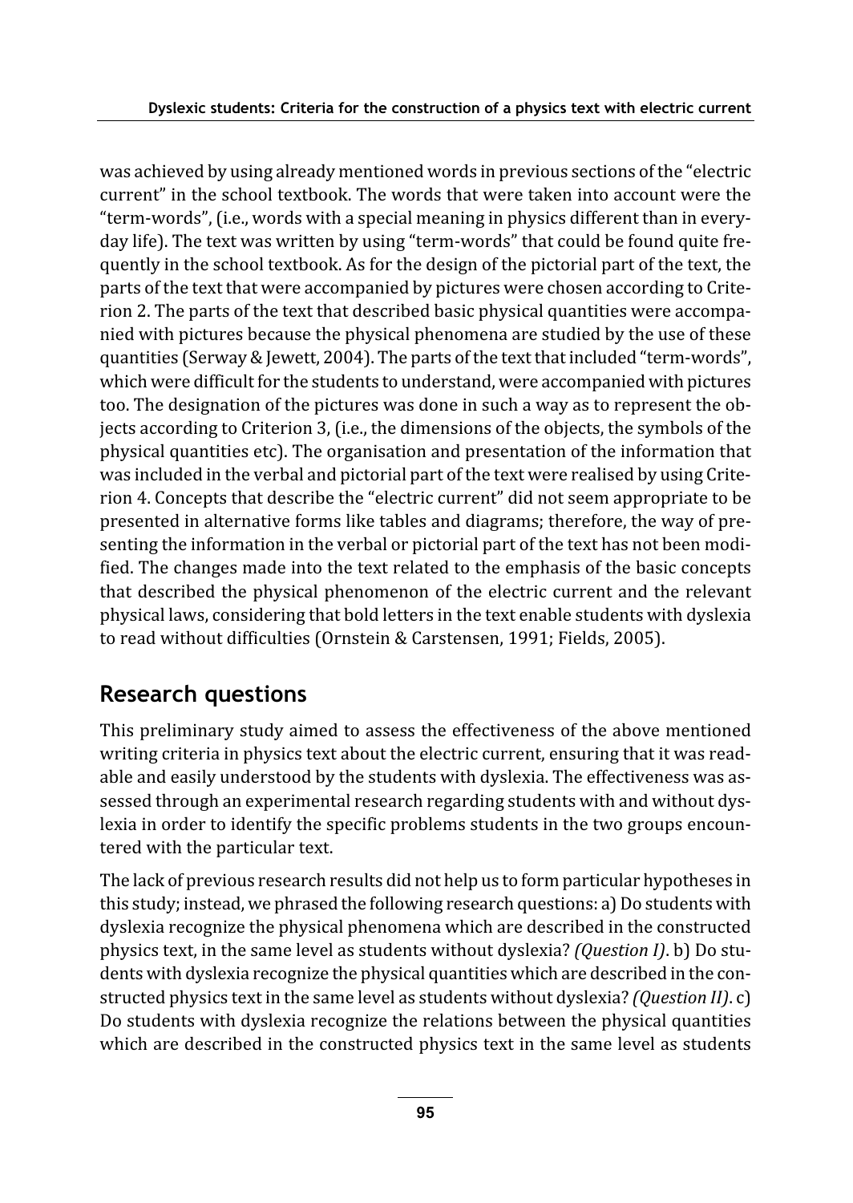was achieved by using already mentioned words in previous sections of the "electric current" in the school textbook. The words that were taken into account were the "term-words", (i.e., words with a special meaning in physics different than in everyday life). The text was written by using "term-words" that could be found quite frequently in the school textbook. As for the design of the pictorial part of the text, the parts of the text that were accompanied by pictures were chosen according to Criterion 2. The parts of the text that described basic physical quantities were accompanied with pictures because the physical phenomena are studied by the use of these quantities (Serway & Jewett, 2004). The parts of the text that included "term-words", which were difficult for the students to understand, were accompanied with pictures too. The designation of the pictures was done in such a way as to represent the objects according to Criterion 3, (i.e., the dimensions of the objects, the symbols of the physical quantities etc). The organisation and presentation of the information that was included in the verbal and pictorial part of the text were realised by using Criterion 4. Concepts that describe the "electric current" did not seem appropriate to be presented in alternative forms like tables and diagrams; therefore, the way of presenting the information in the verbal or pictorial part of the text has not been modified. The changes made into the text related to the emphasis of the basic concepts that described the physical phenomenon of the electric current and the relevant physical laws, considering that bold letters in the text enable students with dyslexia to read without difficulties (Ornstein & Carstensen, 1991; Fields, 2005).

## Research questions

This preliminary study aimed to assess the effectiveness of the above mentioned writing criteria in physics text about the electric current, ensuring that it was readable and easily understood by the students with dyslexia. The effectiveness was assessed through an experimental research regarding students with and without dyslexia in order to identify the specific problems students in the two groups encountered with the particular text.

The lack of previous research results did not help us to form particular hypotheses in this study; instead, we phrased the following research questions: a) Do students with dyslexia recognize the physical phenomena which are described in the constructed physics text, in the same level as students without dyslexia? *(Question I)*. b) Do students with dyslexia recognize the physical quantities which are described in the constructed physics text in the same level as students without dyslexia? *(Question II)*. c) Do students with dyslexia recognize the relations between the physical quantities which are described in the constructed physics text in the same level as students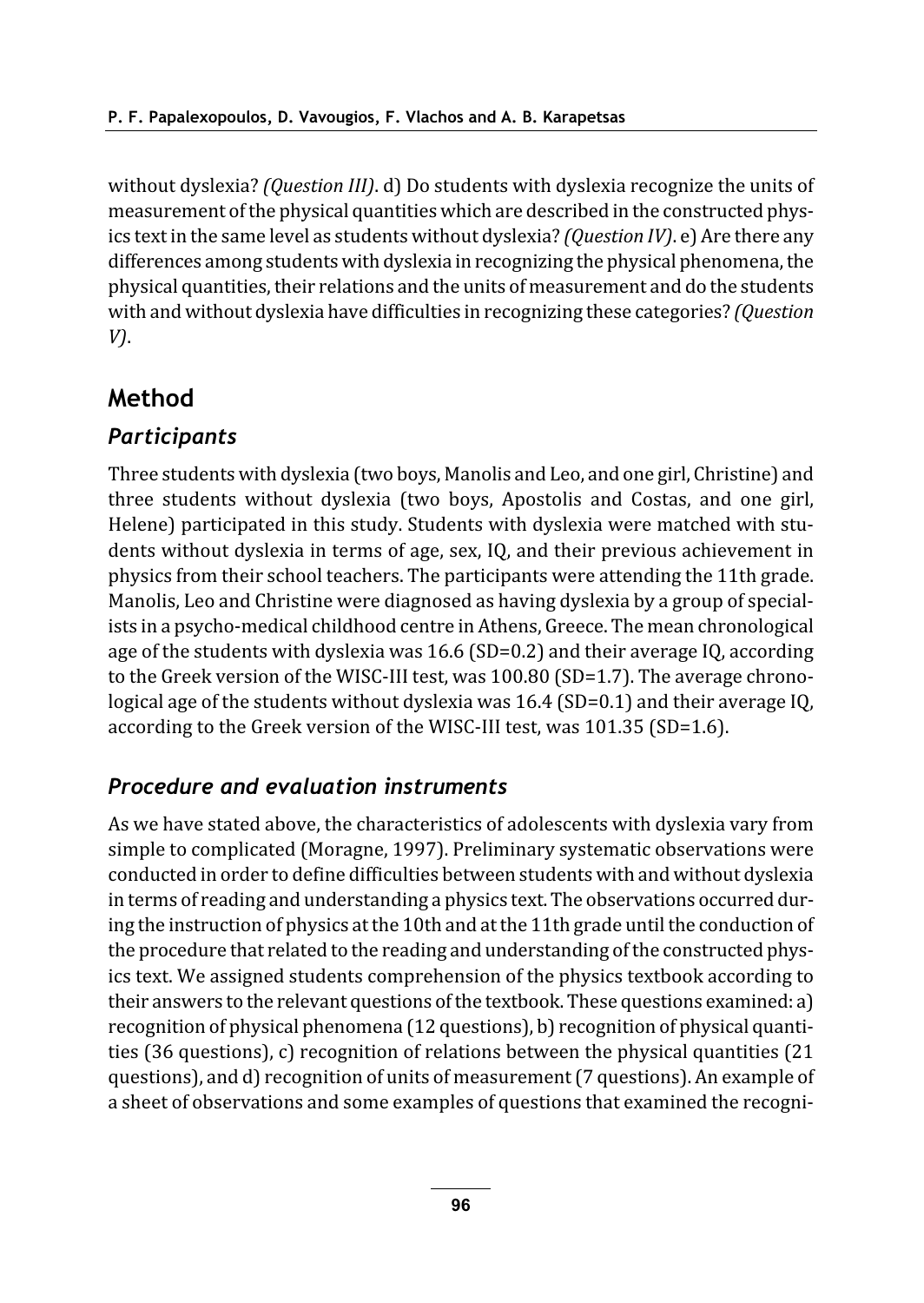without dyslexia? *(Question III)*. d) Do students with dyslexia recognize the units of measurement of the physical quantities which are described in the constructed physics text in the same level as students without dyslexia? *(Question IV)*. e) Are there any differences among students with dyslexia in recognizing the physical phenomena, the physical quantities, their relations and the units of measurement and do the students with and without dyslexia have difficulties in recognizing these categories? *(Question V)*.

## Method

### *Participants*

Three students with dyslexia (two boys, Manolis and Leo, and one girl, Christine) and three students without dyslexia (two boys, Apostolis and Costas, and one girl, Helene) participated in this study. Students with dyslexia were matched with students without dyslexia in terms of age, sex, IQ, and their previous achievement in physics from their school teachers. The participants were attending the 11th grade. Manolis, Leo and Christine were diagnosed as having dyslexia by a group of specialists in a psycho-medical childhood centre in Athens, Greece. The mean chronological age of the students with dyslexia was 16.6 (SD=0.2) and their average IQ, according to the Greek version of the WISC-III test, was 100.80 (SD=1.7). The average chronological age of the students without dyslexia was 16.4 (SD=0.1) and their average IQ, according to the Greek version of the WISC-III test, was 101.35 (SD=1.6).

### *Procedure and evaluation instruments*

As we have stated above, the characteristics of adolescents with dyslexia vary from simple to complicated (Moragne, 1997). Preliminary systematic observations were conducted in order to define difficulties between students with and without dyslexia in terms of reading and understanding a physics text. The observations occurred during the instruction of physics at the 10th and at the 11th grade until the conduction of the procedure that related to the reading and understanding of the constructed physics text. We assigned students comprehension of the physics textbook according to their answers to the relevant questions of the textbook. These questions examined: a) recognition of physical phenomena (12 questions), b) recognition of physical quantities (36 questions), c) recognition of relations between the physical quantities (21 questions), and d) recognition of units of measurement (7 questions). An example of a sheet of observations and some examples of questions that examined the recogni-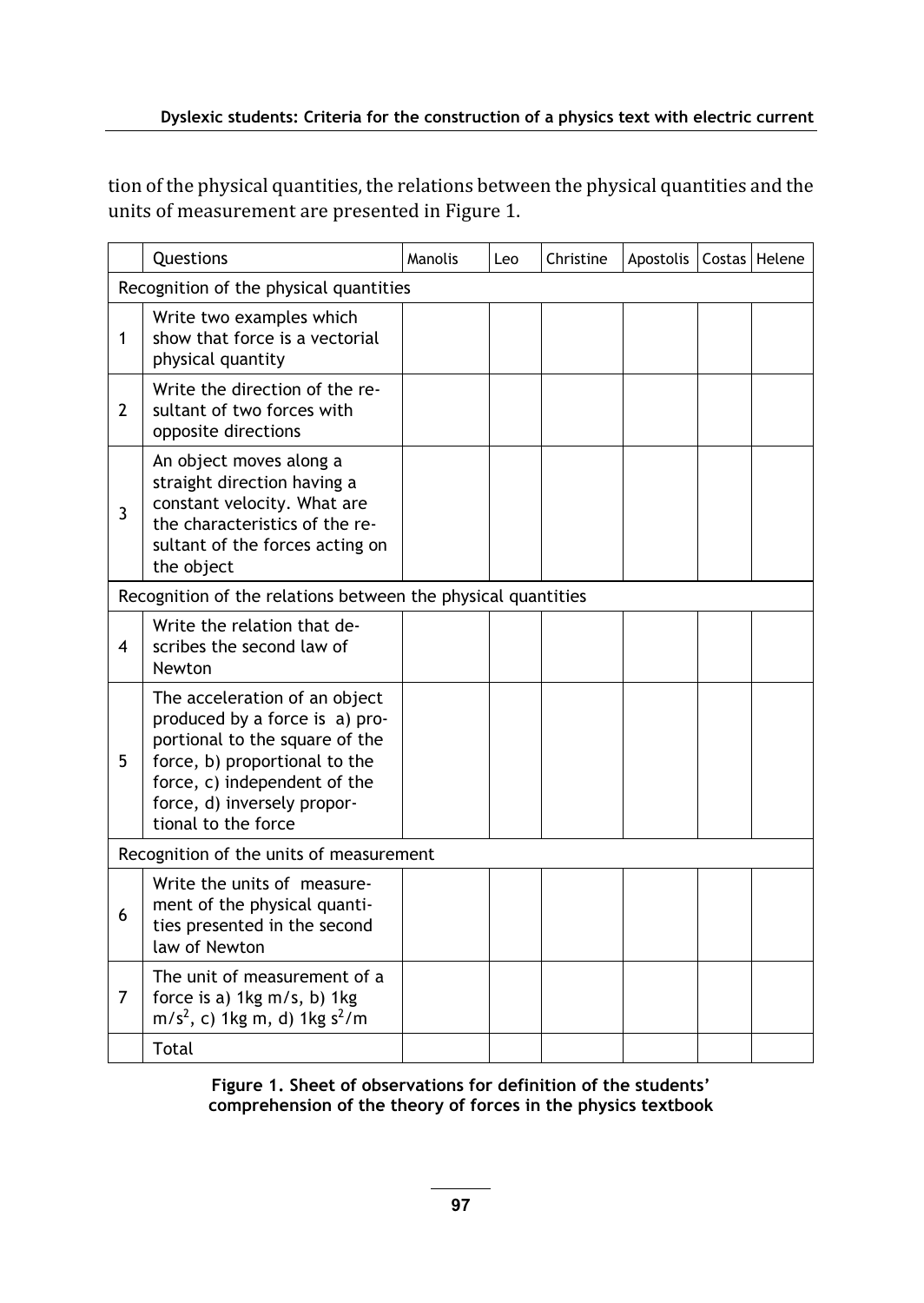tion of the physical quantities, the relations between the physical quantities and the units of measurement are presented in Figure 1.

| | Questions | Manolis | Leo | Christine | Apostolis | Costas | Helene |
|---|---|---|---|---|---|---|---|
| Recognition of the physical quantities | | | | | | | |
| 1 | Write two examples which show that force is a vectorial physical quantity | | | | | | |
| 2 | Write the direction of the resultant of two forces with opposite directions | | | | | | |
| 3 | An object moves along a straight direction having a constant velocity. What are the characteristics of the resultant of the forces acting on the object | | | | | | |
| Recognition of the relations between the physical quantities | | | | | | | |
| 4 | Write the relation that describes the second law of Newton | | | | | | |
| 5 | The acceleration of an object produced by a force is a) proportional to the square of the force, b) proportional to the force, c) independent of the force, d) inversely proportional to the force | | | | | | |
| Recognition of the units of measurement | | | | | | | |
| 6 | Write the units of measurement of the physical quantities presented in the second law of Newton | | | | | | |
| 7 | The unit of measurement of a force is a) 1kg m/s, b) 1kg $m/s^2$, c) 1kg m, d) 1kg $s^2/m$ | | | | | | |
| | Total | | | | | | |

**Figure 1. Sheet of observations for definition of the students' comprehension of the theory of forces in the physics textbook**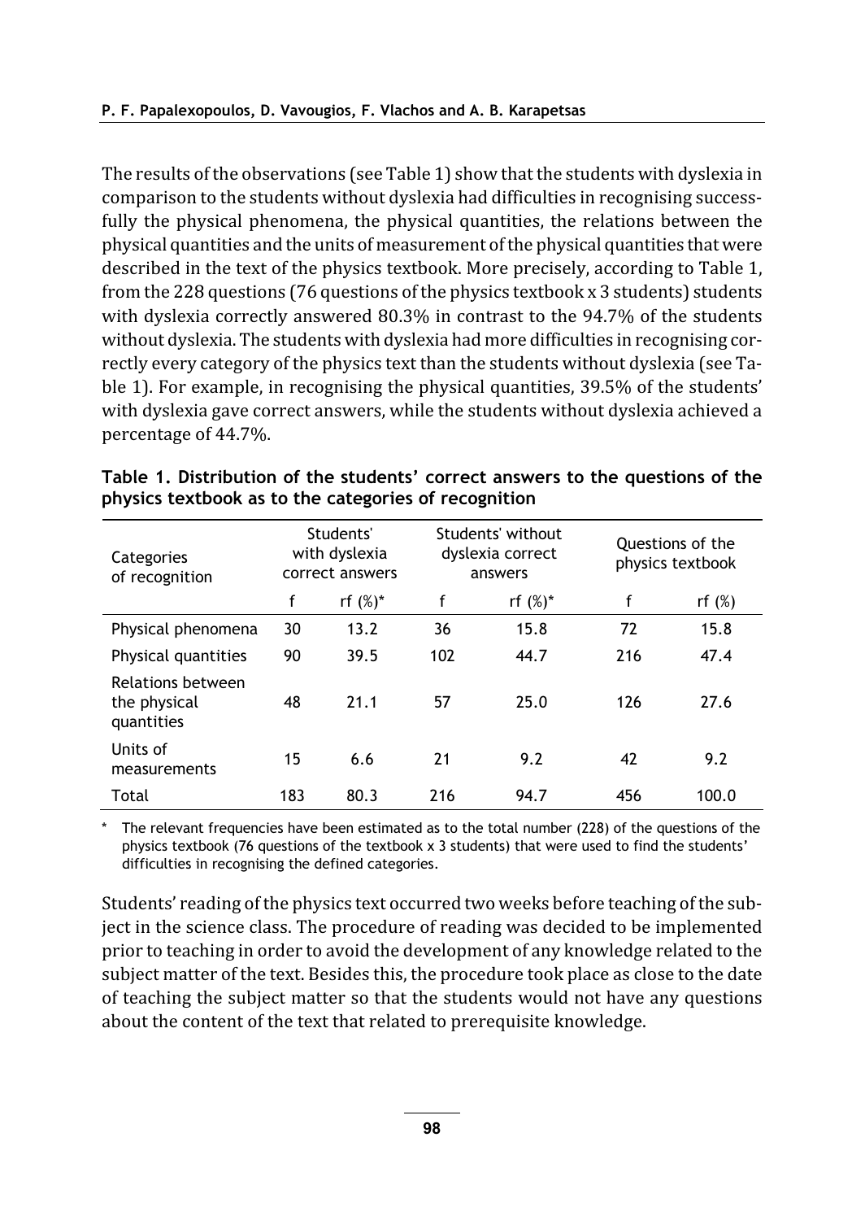The results of the observations (see Table 1) show that the students with dyslexia in comparison to the students without dyslexia had difficulties in recognising successfully the physical phenomena, the physical quantities, the relations between the physical quantities and the units of measurement of the physical quantities that were described in the text of the physics textbook. More precisely, according to Table 1, from the 228 questions (76 questions of the physics textbook x 3 students) students with dyslexia correctly answered 80.3% in contrast to the 94.7% of the students without dyslexia. The students with dyslexia had more difficulties in recognising correctly every category of the physics text than the students without dyslexia (see Table 1). For example, in recognising the physical quantities, 39.5% of the students' with dyslexia gave correct answers, while the students without dyslexia achieved a percentage of 44.7%.

**Table 1. Distribution of the students' correct answers to the questions of the physics textbook as to the categories of recognition**

| Categories of recognition | Students' with dyslexia correct answers | | Students' without dyslexia correct answers | | Questions of the physics textbook | |
|---|---|---|---|---|---|---|
| | f | rf (%)* | f | rf (%)* | f | rf (%) |
| Physical phenomena | 30 | 13.2 | 36 | 15.8 | 72 | 15.8 |
| Physical quantities | 90 | 39.5 | 102 | 44.7 | 216 | 47.4 |
| Relations between the physical quantities | 48 | 21.1 | 57 | 25.0 | 126 | 27.6 |
| Units of measurements | 15 | 6.6 | 21 | 9.2 | 42 | 9.2 |
| Total | 183 | 80.3 | 216 | 94.7 | 456 | 100.0 |

\* The relevant frequencies have been estimated as to the total number (228) of the questions of the physics textbook (76 questions of the textbook x 3 students) that were used to find the students' difficulties in recognising the defined categories.

Students' reading of the physics text occurred two weeks before teaching of the subject in the science class. The procedure of reading was decided to be implemented prior to teaching in order to avoid the development of any knowledge related to the subject matter of the text. Besides this, the procedure took place as close to the date of teaching the subject matter so that the students would not have any questions about the content of the text that related to prerequisite knowledge.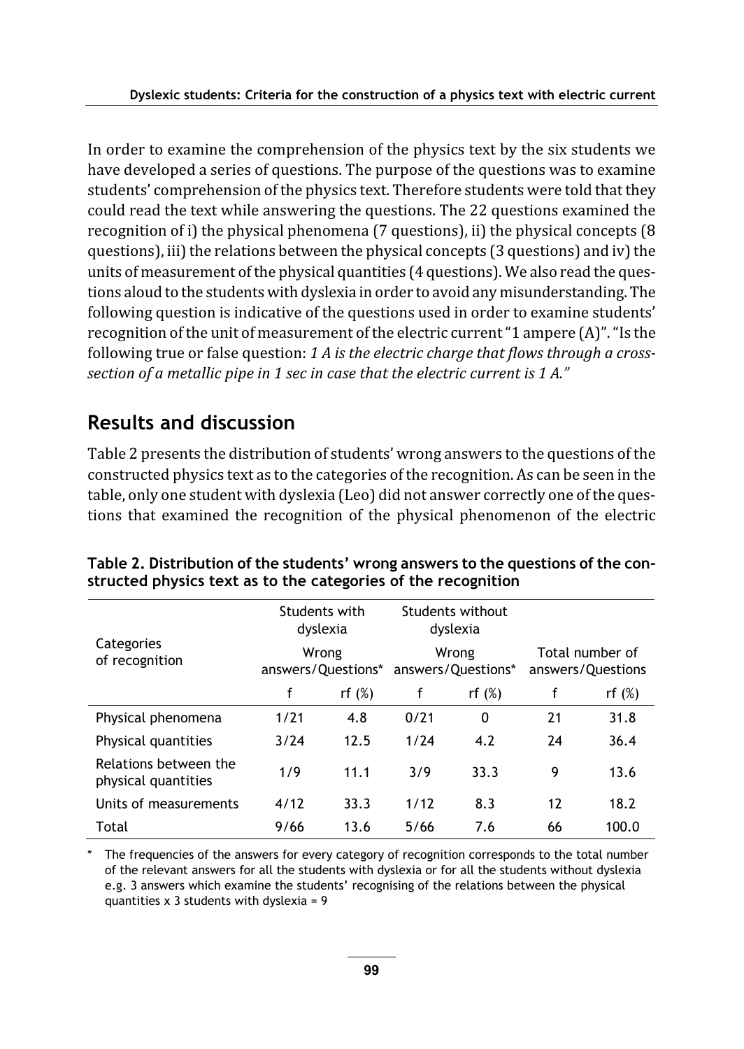In order to examine the comprehension of the physics text by the six students we have developed a series of questions. The purpose of the questions was to examine students' comprehension of the physics text. Therefore students were told that they could read the text while answering the questions. The 22 questions examined the recognition of i) the physical phenomena (7 questions), ii) the physical concepts (8 questions), iii) the relations between the physical concepts (3 questions) and iv) the units of measurement of the physical quantities (4 questions). We also read the questions aloud to the students with dyslexia in order to avoid any misunderstanding. The following question is indicative of the questions used in order to examine students' recognition of the unit of measurement of the electric current "1 ampere (A)". "Is the following true or false question: *1 A is the electric charge that flows through a cross-section of a metallic pipe in 1 sec in case that the electric current is 1 A."*

## Results and discussion

Table 2 presents the distribution of students' wrong answers to the questions of the constructed physics text as to the categories of the recognition. As can be seen in the table, only one student with dyslexia (Leo) did not answer correctly one of the questions that examined the recognition of the physical phenomenon of the electric

**Table 2. Distribution of the students' wrong answers to the questions of the constructed physics text as to the categories of the recognition**

| Categories of recognition | Students with dyslexia Wrong answers/Questions* | | Students without dyslexia Wrong answers/Questions* | | Total number of answers/Questions | |
|---|---|---|---|---|---|---|
| | f | rf (%) | f | rf (%) | f | rf (%) |
| Physical phenomena | 1/21 | 4.8 | 0/21 | 0 | 21 | 31.8 |
| Physical quantities | 3/24 | 12.5 | 1/24 | 4.2 | 24 | 36.4 |
| Relations between the physical quantities | 1/9 | 11.1 | 3/9 | 33.3 | 9 | 13.6 |
| Units of measurements | 4/12 | 33.3 | 1/12 | 8.3 | 12 | 18.2 |
| Total | 9/66 | 13.6 | 5/66 | 7.6 | 66 | 100.0 |

\* The frequencies of the answers for every category of recognition corresponds to the total number of the relevant answers for all the students with dyslexia or for all the students without dyslexia e.g. 3 answers which examine the students' recognising of the relations between the physical quantities x 3 students with dyslexia = 9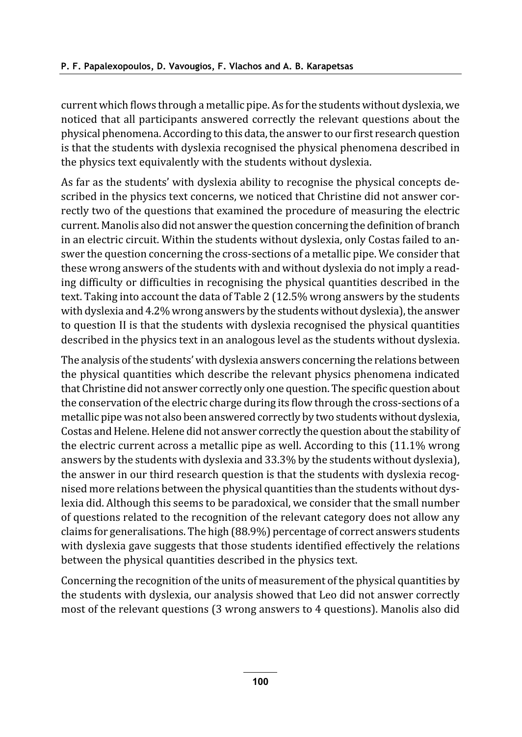current which flows through a metallic pipe. As for the students without dyslexia, we noticed that all participants answered correctly the relevant questions about the physical phenomena. According to this data, the answer to our first research question is that the students with dyslexia recognised the physical phenomena described in the physics text equivalently with the students without dyslexia.

As far as the students' with dyslexia ability to recognise the physical concepts described in the physics text concerns, we noticed that Christine did not answer correctly two of the questions that examined the procedure of measuring the electric current. Manolis also did not answer the question concerning the definition of branch in an electric circuit. Within the students without dyslexia, only Costas failed to answer the question concerning the cross-sections of a metallic pipe. We consider that these wrong answers of the students with and without dyslexia do not imply a reading difficulty or difficulties in recognising the physical quantities described in the text. Taking into account the data of Table 2 (12.5% wrong answers by the students with dyslexia and 4.2% wrong answers by the students without dyslexia), the answer to question II is that the students with dyslexia recognised the physical quantities described in the physics text in an analogous level as the students without dyslexia.

The analysis of the students' with dyslexia answers concerning the relations between the physical quantities which describe the relevant physics phenomena indicated that Christine did not answer correctly only one question. The specific question about the conservation of the electric charge during its flow through the cross-sections of a metallic pipe was not also been answered correctly by two students without dyslexia, Costas and Helene. Helene did not answer correctly the question about the stability of the electric current across a metallic pipe as well. According to this (11.1% wrong answers by the students with dyslexia and 33.3% by the students without dyslexia), the answer in our third research question is that the students with dyslexia recognised more relations between the physical quantities than the students without dyslexia did. Although this seems to be paradoxical, we consider that the small number of questions related to the recognition of the relevant category does not allow any claims for generalisations. The high (88.9%) percentage of correct answers students with dyslexia gave suggests that those students identified effectively the relations between the physical quantities described in the physics text.

Concerning the recognition of the units of measurement of the physical quantities by the students with dyslexia, our analysis showed that Leo did not answer correctly most of the relevant questions (3 wrong answers to 4 questions). Manolis also did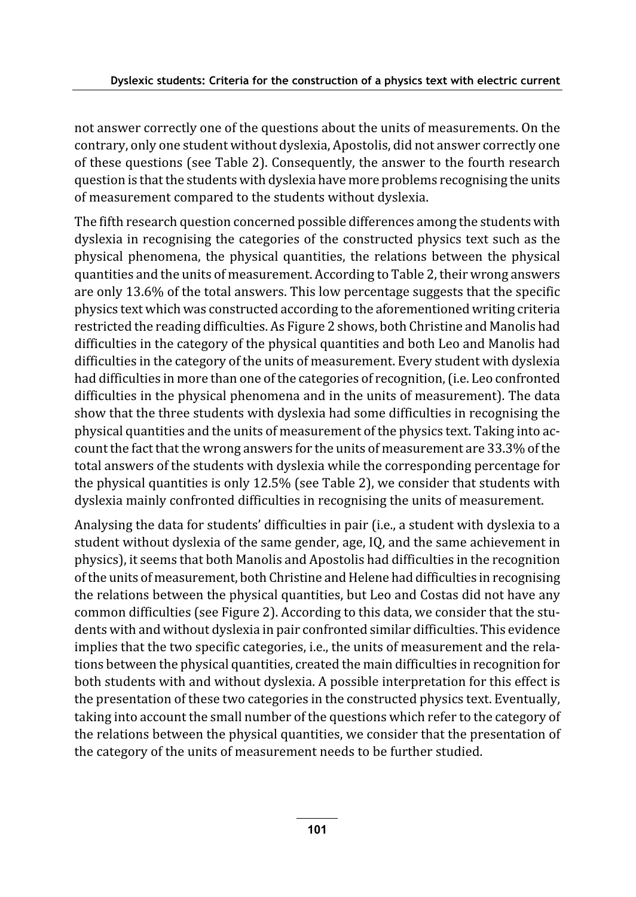not answer correctly one of the questions about the units of measurements. On the contrary, only one student without dyslexia, Apostolis, did not answer correctly one of these questions (see Table 2). Consequently, the answer to the fourth research question is that the students with dyslexia have more problems recognising the units of measurement compared to the students without dyslexia.

The fifth research question concerned possible differences among the students with dyslexia in recognising the categories of the constructed physics text such as the physical phenomena, the physical quantities, the relations between the physical quantities and the units of measurement. According to Table 2, their wrong answers are only 13.6% of the total answers. This low percentage suggests that the specific physics text which was constructed according to the aforementioned writing criteria restricted the reading difficulties. As Figure 2 shows, both Christine and Manolis had difficulties in the category of the physical quantities and both Leo and Manolis had difficulties in the category of the units of measurement. Every student with dyslexia had difficulties in more than one of the categories of recognition, (i.e. Leo confronted difficulties in the physical phenomena and in the units of measurement). The data show that the three students with dyslexia had some difficulties in recognising the physical quantities and the units of measurement of the physics text. Taking into account the fact that the wrong answers for the units of measurement are 33.3% of the total answers of the students with dyslexia while the corresponding percentage for the physical quantities is only 12.5% (see Table 2), we consider that students with dyslexia mainly confronted difficulties in recognising the units of measurement.

Analysing the data for students' difficulties in pair (i.e., a student with dyslexia to a student without dyslexia of the same gender, age, IQ, and the same achievement in physics), it seems that both Manolis and Apostolis had difficulties in the recognition of the units of measurement, both Christine and Helene had difficulties in recognising the relations between the physical quantities, but Leo and Costas did not have any common difficulties (see Figure 2). According to this data, we consider that the students with and without dyslexia in pair confronted similar difficulties. This evidence implies that the two specific categories, i.e., the units of measurement and the relations between the physical quantities, created the main difficulties in recognition for both students with and without dyslexia. A possible interpretation for this effect is the presentation of these two categories in the constructed physics text. Eventually, taking into account the small number of the questions which refer to the category of the relations between the physical quantities, we consider that the presentation of the category of the units of measurement needs to be further studied.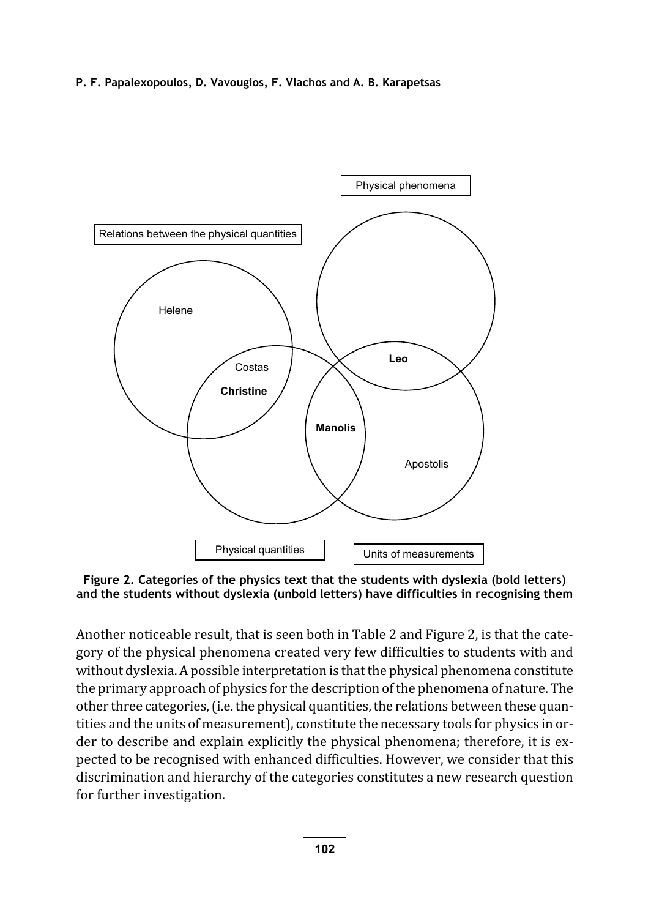Physical phenomena

Relations between the physical quantities

Helene

Costas

**Christine**

**Leo**

**Manolis**

Apostolis

Physical quantities

Units of measurements

**Figure 2. Categories of the physics text that the students with dyslexia (bold letters) and the students without dyslexia (unbold letters) have difficulties in recognising them**

Another noticeable result, that is seen both in Table 2 and Figure 2, is that the category of the physical phenomena created very few difficulties to students with and without dyslexia. A possible interpretation is that the physical phenomena constitute the primary approach of physics for the description of the phenomena of nature. The other three categories, (i.e. the physical quantities, the relations between these quantities and the units of measurement), constitute the necessary tools for physics in order to describe and explain explicitly the physical phenomena; therefore, it is expected to be recognised with enhanced difficulties. However, we consider that this discrimination and hierarchy of the categories constitutes a new research question for further investigation.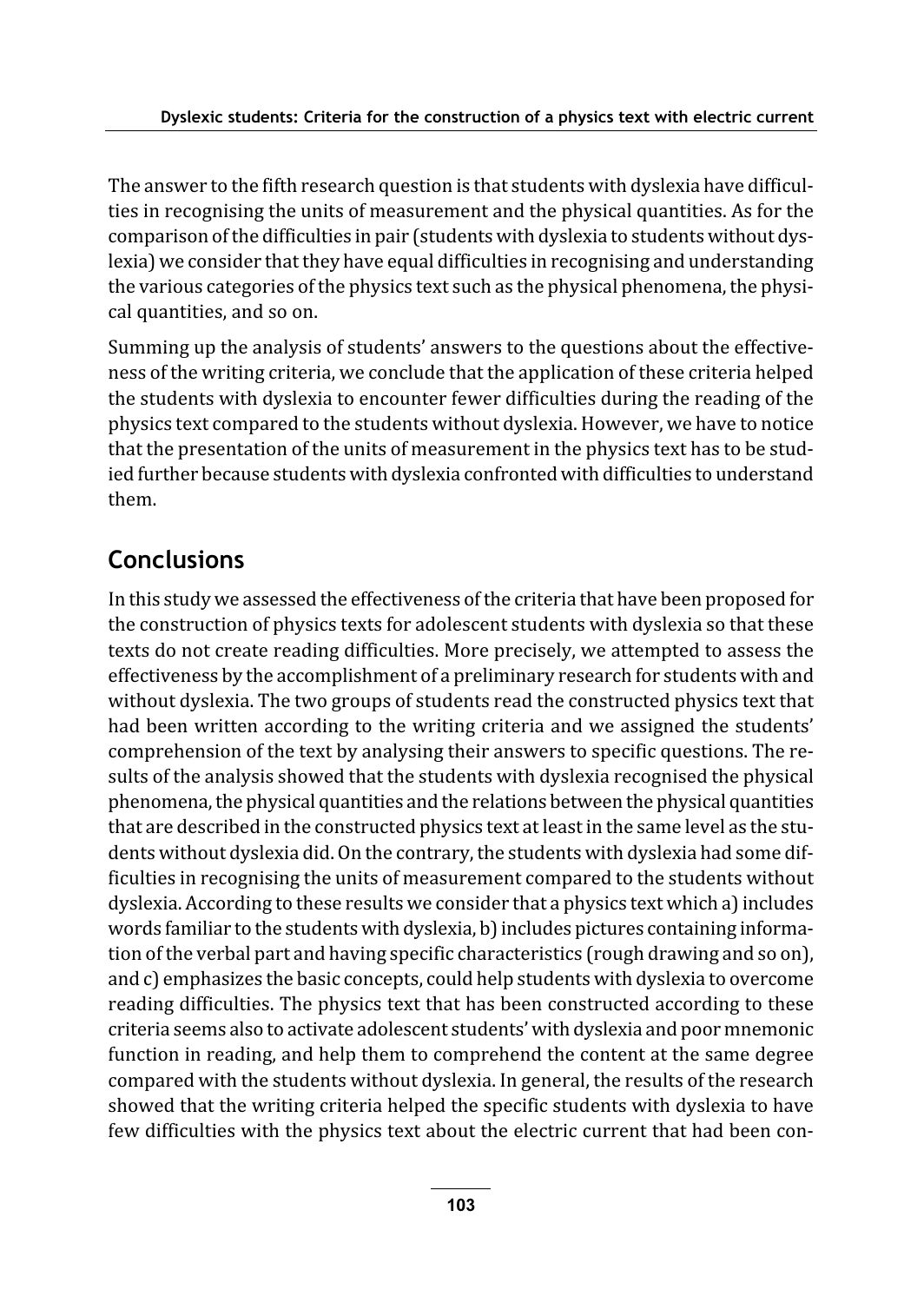The answer to the fifth research question is that students with dyslexia have difficulties in recognising the units of measurement and the physical quantities. As for the comparison of the difficulties in pair (students with dyslexia to students without dyslexia) we consider that they have equal difficulties in recognising and understanding the various categories of the physics text such as the physical phenomena, the physical quantities, and so on.

Summing up the analysis of students' answers to the questions about the effectiveness of the writing criteria, we conclude that the application of these criteria helped the students with dyslexia to encounter fewer difficulties during the reading of the physics text compared to the students without dyslexia. However, we have to notice that the presentation of the units of measurement in the physics text has to be studied further because students with dyslexia confronted with difficulties to understand them.

## Conclusions

In this study we assessed the effectiveness of the criteria that have been proposed for the construction of physics texts for adolescent students with dyslexia so that these texts do not create reading difficulties. More precisely, we attempted to assess the effectiveness by the accomplishment of a preliminary research for students with and without dyslexia. The two groups of students read the constructed physics text that had been written according to the writing criteria and we assigned the students' comprehension of the text by analysing their answers to specific questions. The results of the analysis showed that the students with dyslexia recognised the physical phenomena, the physical quantities and the relations between the physical quantities that are described in the constructed physics text at least in the same level as the students without dyslexia did. On the contrary, the students with dyslexia had some difficulties in recognising the units of measurement compared to the students without dyslexia. According to these results we consider that a physics text which a) includes words familiar to the students with dyslexia, b) includes pictures containing information of the verbal part and having specific characteristics (rough drawing and so on), and c) emphasizes the basic concepts, could help students with dyslexia to overcome reading difficulties. The physics text that has been constructed according to these criteria seems also to activate adolescent students' with dyslexia and poor mnemonic function in reading, and help them to comprehend the content at the same degree compared with the students without dyslexia. In general, the results of the research showed that the writing criteria helped the specific students with dyslexia to have few difficulties with the physics text about the electric current that had been con-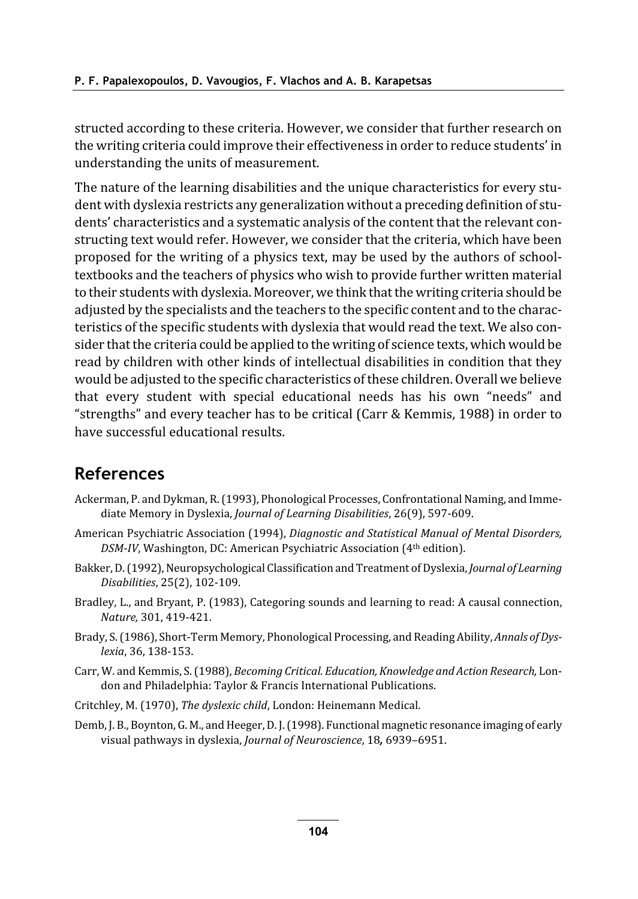structed according to these criteria. However, we consider that further research on the writing criteria could improve their effectiveness in order to reduce students' in understanding the units of measurement.

The nature of the learning disabilities and the unique characteristics for every student with dyslexia restricts any generalization without a preceding definition of students' characteristics and a systematic analysis of the content that the relevant constructing text would refer. However, we consider that the criteria, which have been proposed for the writing of a physics text, may be used by the authors of school-textbooks and the teachers of physics who wish to provide further written material to their students with dyslexia. Moreover, we think that the writing criteria should be adjusted by the specialists and the teachers to the specific content and to the characteristics of the specific students with dyslexia that would read the text. We also consider that the criteria could be applied to the writing of science texts, which would be read by children with other kinds of intellectual disabilities in condition that they would be adjusted to the specific characteristics of these children. Overall we believe that every student with special educational needs has his own "needs" and "strengths" and every teacher has to be critical (Carr & Kemmis, 1988) in order to have successful educational results.

## References

Ackerman, P. and Dykman, R. (1993), Phonological Processes, Confrontational Naming, and Immediate Memory in Dyslexia, *Journal of Learning Disabilities*, 26(9), 597-609.

American Psychiatric Association (1994), *Diagnostic and Statistical Manual of Mental Disorders, DSM-IV*, Washington, DC: American Psychiatric Association (4th edition).

Bakker, D. (1992), Neuropsychological Classification and Treatment of Dyslexia, *Journal of Learning Disabilities*, 25(2), 102-109.

Bradley, L., and Bryant, P. (1983), Categoring sounds and learning to read: A causal connection, *Nature,* 301, 419-421.

Brady, S. (1986), Short-Term Memory, Phonological Processing, and Reading Ability, *Annals of Dyslexia*, 36, 138-153.

Carr, W. and Kemmis, S. (1988), *Becoming Critical. Education, Knowledge and Action Research,* London and Philadelphia: Taylor & Francis International Publications.

Critchley, M. (1970), *The dyslexic child*, London: Heinemann Medical.

Demb, J. B., Boynton, G. M., and Heeger, D. J. (1998). Functional magnetic resonance imaging of early visual pathways in dyslexia, *Journal of Neuroscience*, 18*,* 6939–6951.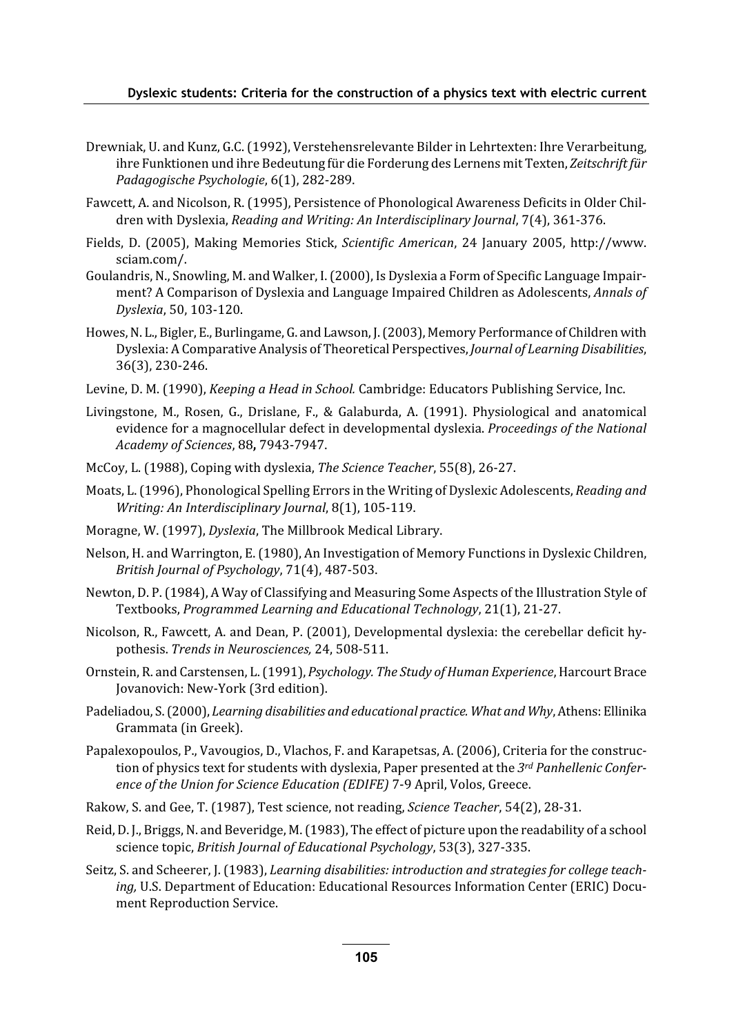Drewniak, U. and Kunz, G.C. (1992), Verstehensrelevante Bilder in Lehrtexten: Ihre Verarbeitung, ihre Funktionen und ihre Bedeutung für die Forderung des Lernens mit Texten, *Zeitschrift für Padagogische Psychologie*, 6(1), 282-289.

Fawcett, A. and Nicolson, R. (1995), Persistence of Phonological Awareness Deficits in Older Children with Dyslexia, *Reading and Writing: An Interdisciplinary Journal*, 7(4), 361-376.

Fields, D. (2005), Making Memories Stick, *Scientific American*, 24 January 2005, http://www.sciam.com/.

Goulandris, N., Snowling, M. and Walker, I. (2000), Is Dyslexia a Form of Specific Language Impairment? A Comparison of Dyslexia and Language Impaired Children as Adolescents, *Annals of Dyslexia*, 50, 103-120.

Howes, N. L., Bigler, E., Burlingame, G. and Lawson, J. (2003), Memory Performance of Children with Dyslexia: A Comparative Analysis of Theoretical Perspectives, *Journal of Learning Disabilities*, 36(3), 230-246.

Levine, D. M. (1990), *Keeping a Head in School.* Cambridge: Educators Publishing Service, Inc.

Livingstone, M., Rosen, G., Drislane, F., & Galaburda, A. (1991). Physiological and anatomical evidence for a magnocellular defect in developmental dyslexia. *Proceedings of the National Academy of Sciences*, 88**,** 7943-7947.

McCoy, L. (1988), Coping with dyslexia, *The Science Teacher*, 55(8), 26-27.

Moats, L. (1996), Phonological Spelling Errors in the Writing of Dyslexic Adolescents, *Reading and Writing: An Interdisciplinary Journal*, 8(1), 105-119.

Moragne, W. (1997), *Dyslexia*, The Millbrook Medical Library.

Nelson, H. and Warrington, E. (1980), An Investigation of Memory Functions in Dyslexic Children, *British Journal of Psychology*, 71(4), 487-503.

Newton, D. P. (1984), A Way of Classifying and Measuring Some Aspects of the Illustration Style of Textbooks, *Programmed Learning and Educational Technology*, 21(1), 21-27.

Nicolson, R., Fawcett, A. and Dean, P. (2001), Developmental dyslexia: the cerebellar deficit hypothesis. *Trends in Neurosciences,* 24, 508-511.

Ornstein, R. and Carstensen, L. (1991), *Psychology. The Study of Human Experience*, Harcourt Brace Jovanovich: New-York (3rd edition).

Padeliadou, S. (2000), *Learning disabilities and educational practice. What and Why*, Athens: Ellinika Grammata (in Greek).

Papalexopoulos, P., Vavougios, D., Vlachos, F. and Karapetsas, A. (2006), Criteria for the construction of physics text for students with dyslexia, Paper presented at the *3rd Panhellenic Conference of the Union for Science Education (EDIFE)* 7-9 April, Volos, Greece.

Rakow, S. and Gee, T. (1987), Test science, not reading, *Science Teacher*, 54(2), 28-31.

Reid, D. J., Briggs, N. and Beveridge, M. (1983), The effect of picture upon the readability of a school science topic, *British Journal of Educational Psychology*, 53(3), 327-335.

Seitz, S. and Scheerer, J. (1983), *Learning disabilities: introduction and strategies for college teaching,* U.S. Department of Education: Educational Resources Information Center (ERIC) Document Reproduction Service.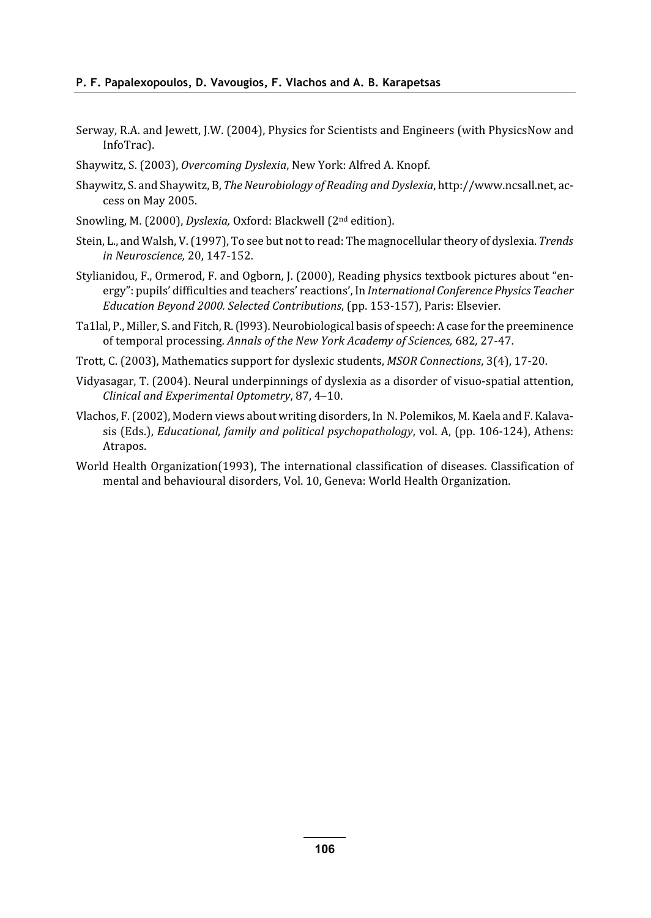Serway, R.A. and Jewett, J.W. (2004), Physics for Scientists and Engineers (with PhysicsNow and InfoTrac).

Shaywitz, S. (2003), *Overcoming Dyslexia*, New York: Alfred A. Knopf.

Shaywitz, S. and Shaywitz, B, *The Neurobiology of Reading and Dyslexia*, http://www.ncsall.net, access on May 2005.

Snowling, M. (2000), *Dyslexia,* Oxford: Blackwell (2nd edition).

Stein, L., and Walsh, V. (1997), To see but not to read: The magnocellular theory of dyslexia. *Trends in Neuroscience,* 20, 147-152.

Stylianidou, F., Ormerod, F. and Ogborn, J. (2000), Reading physics textbook pictures about "energy": pupils' difficulties and teachers' reactions', In *International Conference Physics Teacher Education Beyond 2000. Selected Contributions*, (pp. 153-157), Paris: Elsevier.

Ta1lal, P., Miller, S. and Fitch, R. (l993). Neurobiological basis of speech: A case for the preeminence of temporal processing. *Annals of the New York Academy of Sciences,* 682*,* 27-47.

Trott, C. (2003), Mathematics support for dyslexic students, *MSOR Connections*, 3(4), 17-20.

Vidyasagar, T. (2004). Neural underpinnings of dyslexia as a disorder of visuo-spatial attention, *Clinical and Experimental Optometry*, 87, 4–10.

Vlachos, F. (2002), Modern views about writing disorders, In N. Polemikos, M. Kaela and F. Kalavasis (Eds.), *Educational, family and political psychopathology*, vol. A, (pp. 106-124), Athens: Atrapos.

World Health Organization(1993), The international classification of diseases. Classification of mental and behavioural disorders, Vol. 10, Geneva: World Health Organization.